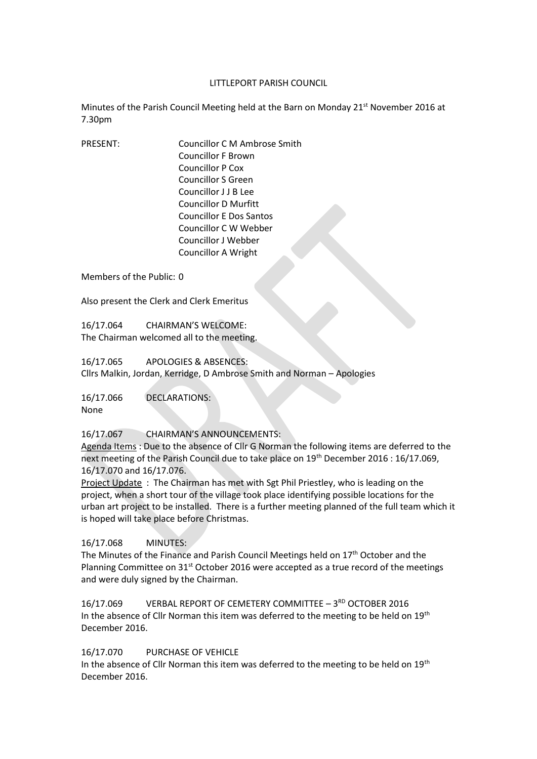LITTLEPORT PARISH COUNCIL

Minutes of the Parish Council Meeting held at the Barn on Monday 21st November 2016 at 7.30pm

PRESENT:

Councillor C M Ambrose Smith
Councillor F Brown
Councillor P Cox
Councillor S Green
Councillor J J B Lee
Councillor D Murfitt
Councillor E Dos Santos
Councillor C W Webber
Councillor J Webber
Councillor A Wright

Members of the Public: 0

Also present the Clerk and Clerk Emeritus

16/17.064 CHAIRMAN'S WELCOME:
The Chairman welcomed all to the meeting.

16/17.065 APOLOGIES & ABSENCES:
Cllrs Malkin, Jordan, Kerridge, D Ambrose Smith and Norman – Apologies

16/17.066 DECLARATIONS:
None

16/17.067 CHAIRMAN'S ANNOUNCEMENTS:
Agenda Items : Due to the absence of Cllr G Norman the following items are deferred to the next meeting of the Parish Council due to take place on 19th December 2016 : 16/17.069, 16/17.070 and 16/17.076.
Project Update : The Chairman has met with Sgt Phil Priestley, who is leading on the project, when a short tour of the village took place identifying possible locations for the urban art project to be installed. There is a further meeting planned of the full team which it is hoped will take place before Christmas.

16/17.068 MINUTES:
The Minutes of the Finance and Parish Council Meetings held on 17th October and the Planning Committee on 31st October 2016 were accepted as a true record of the meetings and were duly signed by the Chairman.

16/17.069 VERBAL REPORT OF CEMETERY COMMITTEE – 3RD OCTOBER 2016
In the absence of Cllr Norman this item was deferred to the meeting to be held on 19th December 2016.

16/17.070 PURCHASE OF VEHICLE
In the absence of Cllr Norman this item was deferred to the meeting to be held on 19th December 2016.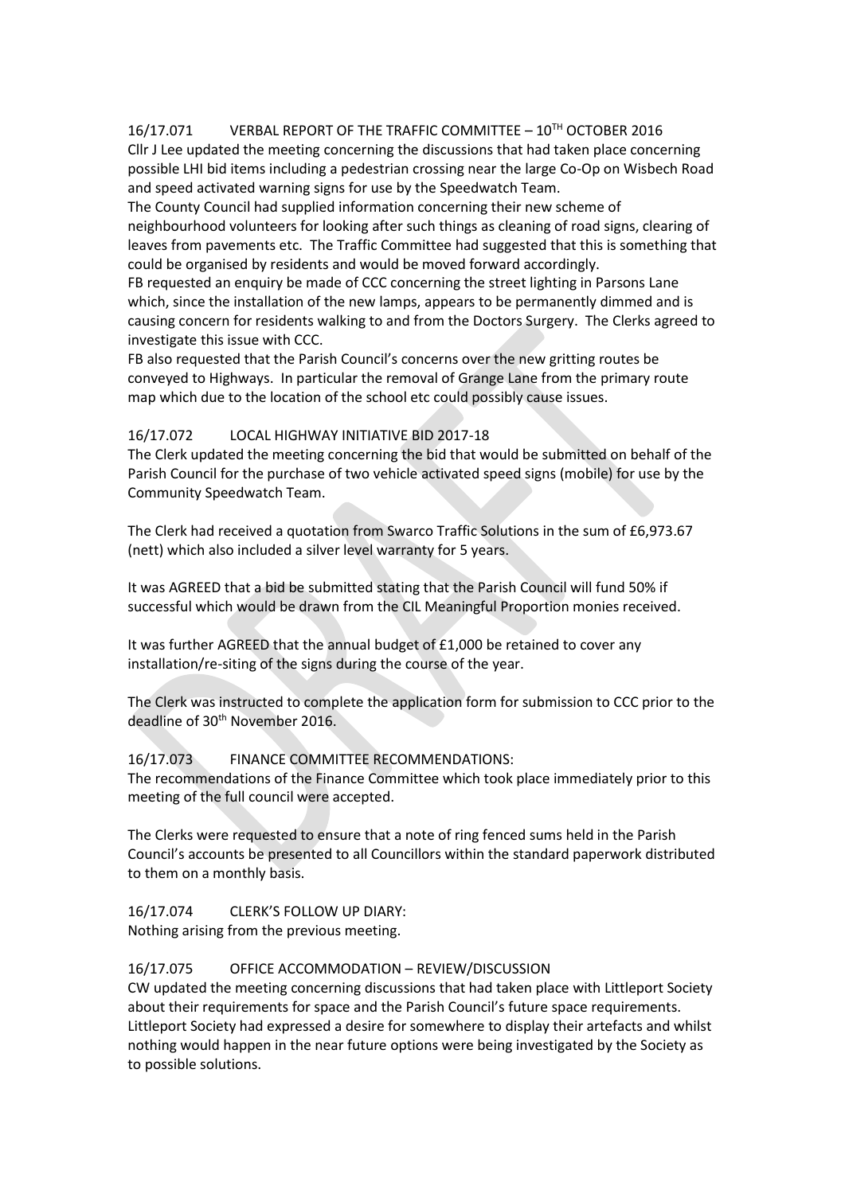16/17.071 VERBAL REPORT OF THE TRAFFIC COMMITTEE – 10[TH] OCTOBER 2016

Cllr J Lee updated the meeting concerning the discussions that had taken place concerning possible LHI bid items including a pedestrian crossing near the large Co-Op on Wisbech Road and speed activated warning signs for use by the Speedwatch Team.

The County Council had supplied information concerning their new scheme of neighbourhood volunteers for looking after such things as cleaning of road signs, clearing of leaves from pavements etc. The Traffic Committee had suggested that this is something that could be organised by residents and would be moved forward accordingly.

FB requested an enquiry be made of CCC concerning the street lighting in Parsons Lane which, since the installation of the new lamps, appears to be permanently dimmed and is causing concern for residents walking to and from the Doctors Surgery. The Clerks agreed to investigate this issue with CCC.

FB also requested that the Parish Council's concerns over the new gritting routes be conveyed to Highways. In particular the removal of Grange Lane from the primary route map which due to the location of the school etc could possibly cause issues.

16/17.072 LOCAL HIGHWAY INITIATIVE BID 2017-18

The Clerk updated the meeting concerning the bid that would be submitted on behalf of the Parish Council for the purchase of two vehicle activated speed signs (mobile) for use by the Community Speedwatch Team.

The Clerk had received a quotation from Swarco Traffic Solutions in the sum of £6,973.67 (nett) which also included a silver level warranty for 5 years.

It was AGREED that a bid be submitted stating that the Parish Council will fund 50% if successful which would be drawn from the CIL Meaningful Proportion monies received.

It was further AGREED that the annual budget of £1,000 be retained to cover any installation/re-siting of the signs during the course of the year.

The Clerk was instructed to complete the application form for submission to CCC prior to the deadline of 30[th] November 2016.

16/17.073 FINANCE COMMITTEE RECOMMENDATIONS:

The recommendations of the Finance Committee which took place immediately prior to this meeting of the full council were accepted.

The Clerks were requested to ensure that a note of ring fenced sums held in the Parish Council's accounts be presented to all Councillors within the standard paperwork distributed to them on a monthly basis.

16/17.074 CLERK'S FOLLOW UP DIARY:

Nothing arising from the previous meeting.

16/17.075 OFFICE ACCOMMODATION – REVIEW/DISCUSSION

CW updated the meeting concerning discussions that had taken place with Littleport Society about their requirements for space and the Parish Council's future space requirements. Littleport Society had expressed a desire for somewhere to display their artefacts and whilst nothing would happen in the near future options were being investigated by the Society as to possible solutions.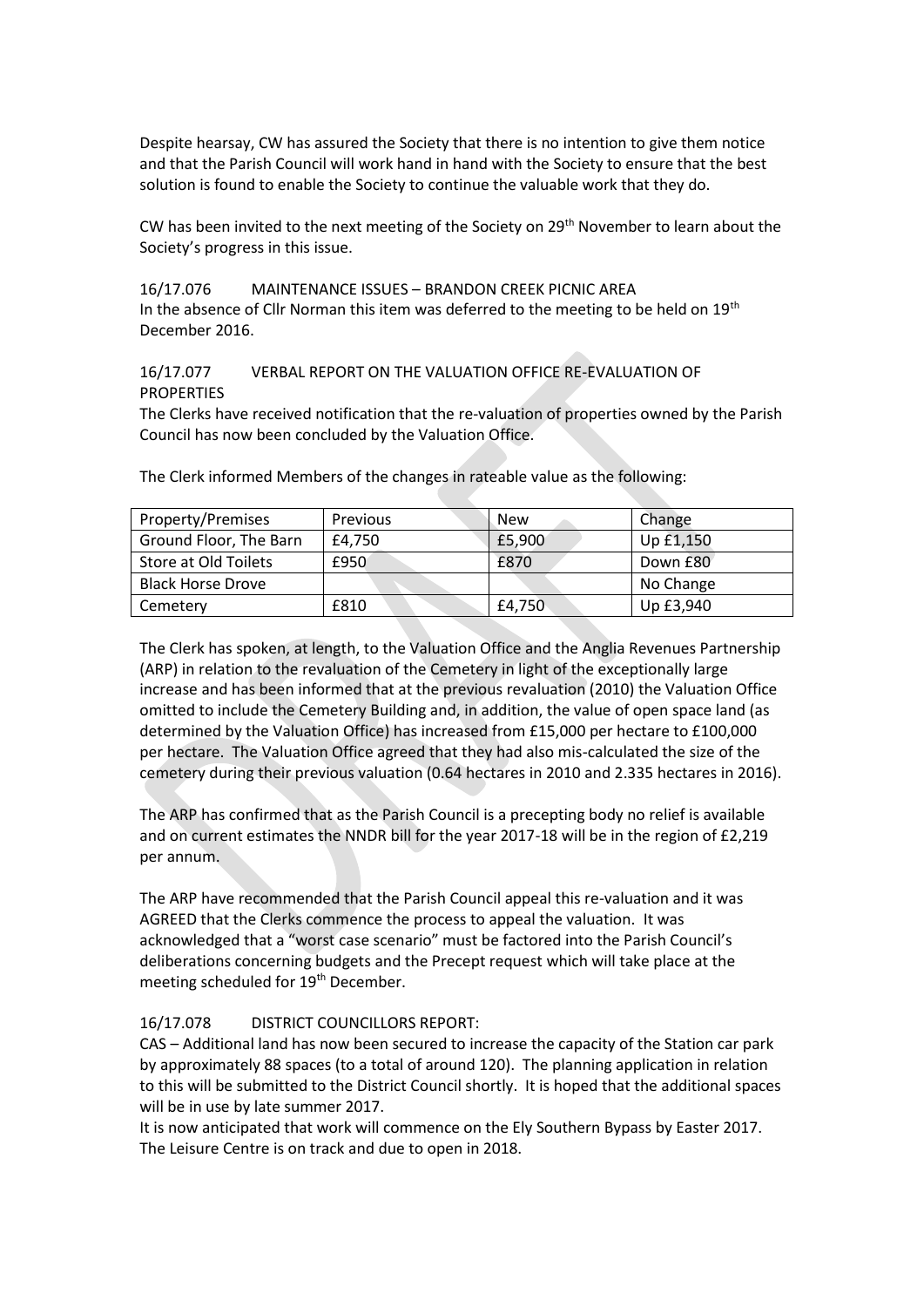Despite hearsay, CW has assured the Society that there is no intention to give them notice and that the Parish Council will work hand in hand with the Society to ensure that the best solution is found to enable the Society to continue the valuable work that they do.

CW has been invited to the next meeting of the Society on 29th November to learn about the Society's progress in this issue.

16/17.076 MAINTENANCE ISSUES – BRANDON CREEK PICNIC AREA
In the absence of Cllr Norman this item was deferred to the meeting to be held on 19th December 2016.

16/17.077 VERBAL REPORT ON THE VALUATION OFFICE RE-EVALUATION OF PROPERTIES
The Clerks have received notification that the re-valuation of properties owned by the Parish Council has now been concluded by the Valuation Office.

The Clerk informed Members of the changes in rateable value as the following:

| Property/Premises | Previous | New | Change |
|---|---|---|---|
| Ground Floor, The Barn | £4,750 | £5,900 | Up £1,150 |
| Store at Old Toilets | £950 | £870 | Down £80 |
| Black Horse Drove | | | No Change |
| Cemetery | £810 | £4,750 | Up £3,940 |

The Clerk has spoken, at length, to the Valuation Office and the Anglia Revenues Partnership (ARP) in relation to the revaluation of the Cemetery in light of the exceptionally large increase and has been informed that at the previous revaluation (2010) the Valuation Office omitted to include the Cemetery Building and, in addition, the value of open space land (as determined by the Valuation Office) has increased from £15,000 per hectare to £100,000 per hectare. The Valuation Office agreed that they had also mis-calculated the size of the cemetery during their previous valuation (0.64 hectares in 2010 and 2.335 hectares in 2016).

The ARP has confirmed that as the Parish Council is a precepting body no relief is available and on current estimates the NNDR bill for the year 2017-18 will be in the region of £2,219 per annum.

The ARP have recommended that the Parish Council appeal this re-valuation and it was AGREED that the Clerks commence the process to appeal the valuation. It was acknowledged that a "worst case scenario" must be factored into the Parish Council's deliberations concerning budgets and the Precept request which will take place at the meeting scheduled for 19th December.

16/17.078 DISTRICT COUNCILLORS REPORT:
CAS – Additional land has now been secured to increase the capacity of the Station car park by approximately 88 spaces (to a total of around 120). The planning application in relation to this will be submitted to the District Council shortly. It is hoped that the additional spaces will be in use by late summer 2017.
It is now anticipated that work will commence on the Ely Southern Bypass by Easter 2017.
The Leisure Centre is on track and due to open in 2018.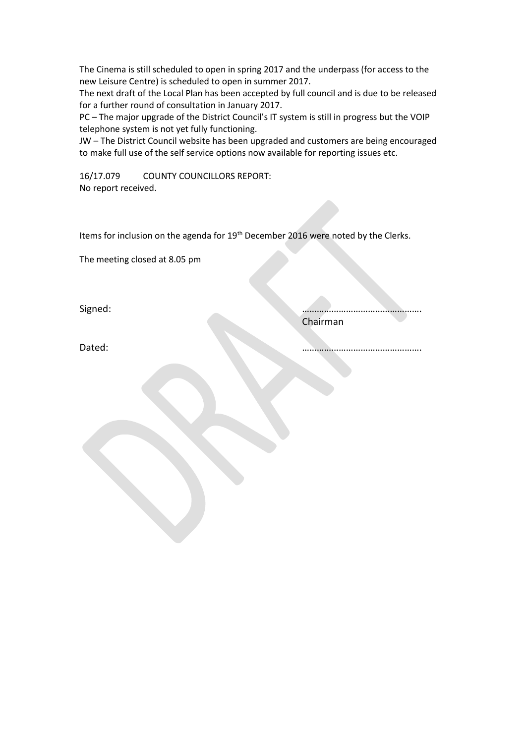The Cinema is still scheduled to open in spring 2017 and the underpass (for access to the new Leisure Centre) is scheduled to open in summer 2017.
The next draft of the Local Plan has been accepted by full council and is due to be released for a further round of consultation in January 2017.
PC – The major upgrade of the District Council's IT system is still in progress but the VOIP telephone system is not yet fully functioning.
JW – The District Council website has been upgraded and customers are being encouraged to make full use of the self service options now available for reporting issues etc.

16/17.079 COUNTY COUNCILLORS REPORT:
No report received.

Items for inclusion on the agenda for 19th December 2016 were noted by the Clerks.

The meeting closed at 8.05 pm

Signed: …………………………………………
Chairman

Dated: …………………………………………

DRAFT